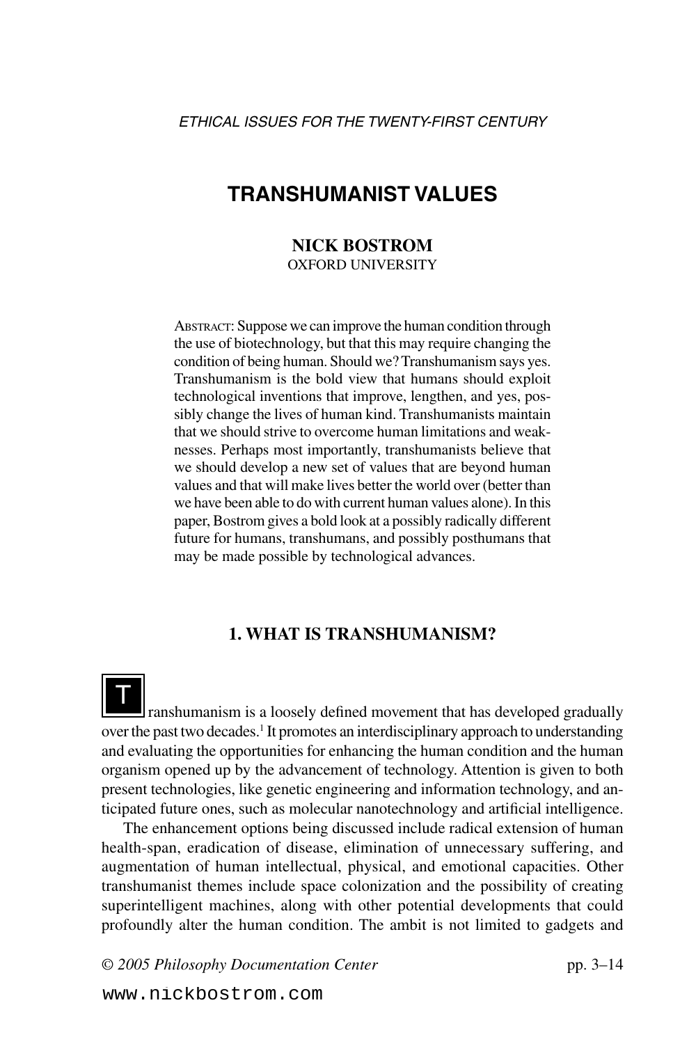*ETHICAL ISSUES FOR THE TWENTY-FIRST CENTURY*

# TRANSHUMANIST VALUES

**NICK BOSTROM**
OXFORD UNIVERSITY

Abstract: Suppose we can improve the human condition through the use of biotechnology, but that this may require changing the condition of being human. Should we? Transhumanism says yes. Transhumanism is the bold view that humans should exploit technological inventions that improve, lengthen, and yes, possibly change the lives of human kind. Transhumanists maintain that we should strive to overcome human limitations and weaknesses. Perhaps most importantly, transhumanists believe that we should develop a new set of values that are beyond human values and that will make lives better the world over (better than we have been able to do with current human values alone). In this paper, Bostrom gives a bold look at a possibly radically different future for humans, transhumans, and possibly posthumans that may be made possible by technological advances.

## 1. WHAT IS TRANSHUMANISM?

Transhumanism is a loosely defined movement that has developed gradually over the past two decades.[1] It promotes an interdisciplinary approach to understanding and evaluating the opportunities for enhancing the human condition and the human organism opened up by the advancement of technology. Attention is given to both present technologies, like genetic engineering and information technology, and anticipated future ones, such as molecular nanotechnology and artificial intelligence.

The enhancement options being discussed include radical extension of human health-span, eradication of disease, elimination of unnecessary suffering, and augmentation of human intellectual, physical, and emotional capacities. Other transhumanist themes include space colonization and the possibility of creating superintelligent machines, along with other potential developments that could profoundly alter the human condition. The ambit is not limited to gadgets and

© 2005 Philosophy Documentation Center

www.nickbostrom.com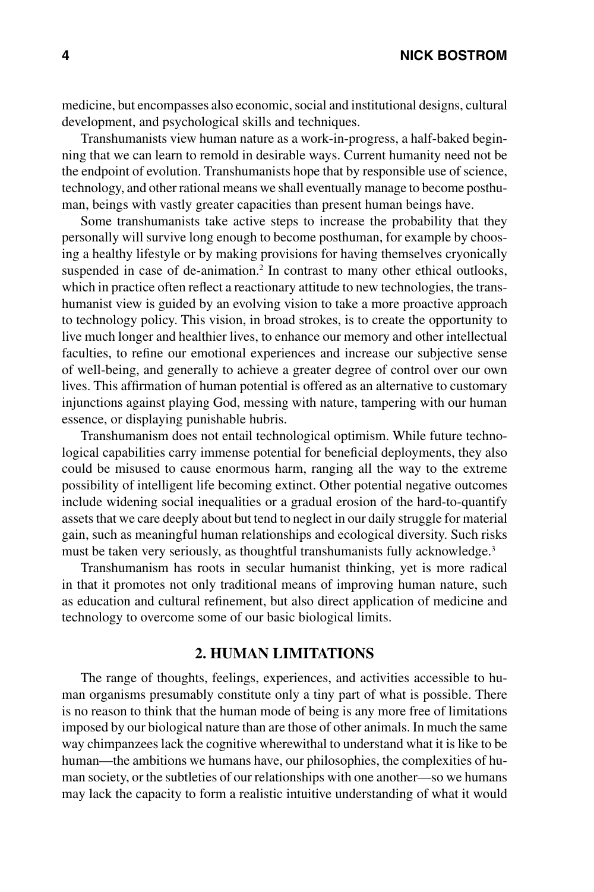medicine, but encompasses also economic, social and institutional designs, cultural development, and psychological skills and techniques.

Transhumanists view human nature as a work-in-progress, a half-baked beginning that we can learn to remold in desirable ways. Current humanity need not be the endpoint of evolution. Transhumanists hope that by responsible use of science, technology, and other rational means we shall eventually manage to become posthuman, beings with vastly greater capacities than present human beings have.

Some transhumanists take active steps to increase the probability that they personally will survive long enough to become posthuman, for example by choosing a healthy lifestyle or by making provisions for having themselves cryonically suspended in case of de-animation.[2] In contrast to many other ethical outlooks, which in practice often reflect a reactionary attitude to new technologies, the transhumanist view is guided by an evolving vision to take a more proactive approach to technology policy. This vision, in broad strokes, is to create the opportunity to live much longer and healthier lives, to enhance our memory and other intellectual faculties, to refine our emotional experiences and increase our subjective sense of well-being, and generally to achieve a greater degree of control over our own lives. This affirmation of human potential is offered as an alternative to customary injunctions against playing God, messing with nature, tampering with our human essence, or displaying punishable hubris.

Transhumanism does not entail technological optimism. While future technological capabilities carry immense potential for beneficial deployments, they also could be misused to cause enormous harm, ranging all the way to the extreme possibility of intelligent life becoming extinct. Other potential negative outcomes include widening social inequalities or a gradual erosion of the hard-to-quantify assets that we care deeply about but tend to neglect in our daily struggle for material gain, such as meaningful human relationships and ecological diversity. Such risks must be taken very seriously, as thoughtful transhumanists fully acknowledge.[3]

Transhumanism has roots in secular humanist thinking, yet is more radical in that it promotes not only traditional means of improving human nature, such as education and cultural refinement, but also direct application of medicine and technology to overcome some of our basic biological limits.

## 2. HUMAN LIMITATIONS

The range of thoughts, feelings, experiences, and activities accessible to human organisms presumably constitute only a tiny part of what is possible. There is no reason to think that the human mode of being is any more free of limitations imposed by our biological nature than are those of other animals. In much the same way chimpanzees lack the cognitive wherewithal to understand what it is like to be human—the ambitions we humans have, our philosophies, the complexities of human society, or the subtleties of our relationships with one another—so we humans may lack the capacity to form a realistic intuitive understanding of what it would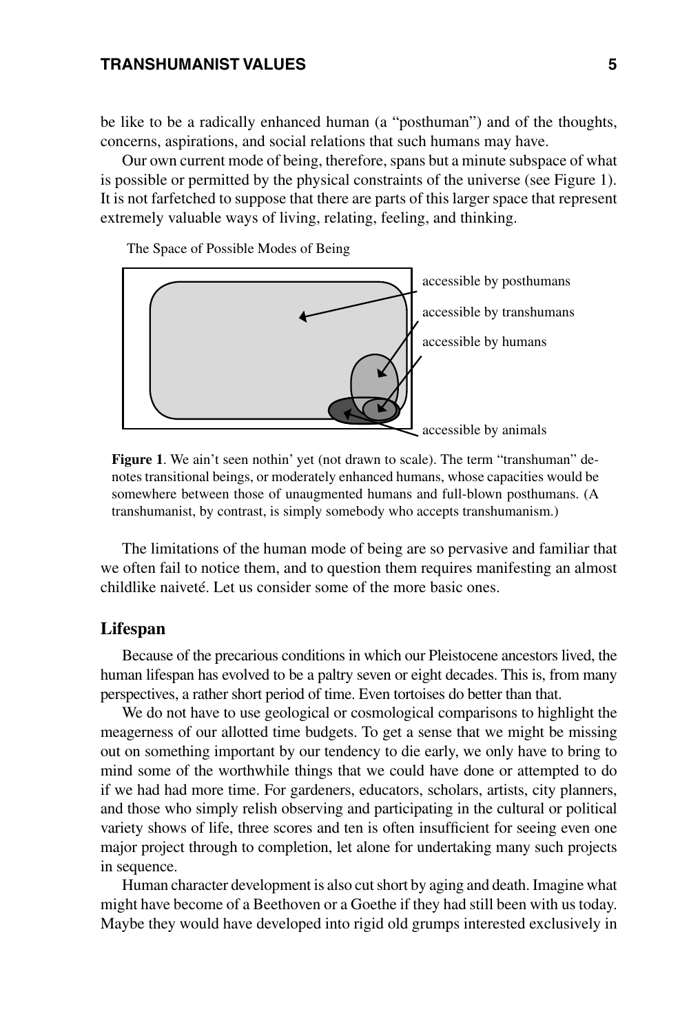be like to be a radically enhanced human (a "posthuman") and of the thoughts, concerns, aspirations, and social relations that such humans may have.

Our own current mode of being, therefore, spans but a minute subspace of what is possible or permitted by the physical constraints of the universe (see Figure 1). It is not farfetched to suppose that there are parts of this larger space that represent extremely valuable ways of living, relating, feeling, and thinking.

The Space of Possible Modes of Being

accessible by posthumans

accessible by transhumans

accessible by humans

accessible by animals

**Figure 1**. We ain't seen nothin' yet (not drawn to scale). The term "transhuman" denotes transitional beings, or moderately enhanced humans, whose capacities would be somewhere between those of unaugmented humans and full-blown posthumans. (A transhumanist, by contrast, is simply somebody who accepts transhumanism.)

The limitations of the human mode of being are so pervasive and familiar that we often fail to notice them, and to question them requires manifesting an almost childlike naiveté. Let us consider some of the more basic ones.

## Lifespan

Because of the precarious conditions in which our Pleistocene ancestors lived, the human lifespan has evolved to be a paltry seven or eight decades. This is, from many perspectives, a rather short period of time. Even tortoises do better than that.

We do not have to use geological or cosmological comparisons to highlight the meagerness of our allotted time budgets. To get a sense that we might be missing out on something important by our tendency to die early, we only have to bring to mind some of the worthwhile things that we could have done or attempted to do if we had had more time. For gardeners, educators, scholars, artists, city planners, and those who simply relish observing and participating in the cultural or political variety shows of life, three scores and ten is often insufficient for seeing even one major project through to completion, let alone for undertaking many such projects in sequence.

Human character development is also cut short by aging and death. Imagine what might have become of a Beethoven or a Goethe if they had still been with us today. Maybe they would have developed into rigid old grumps interested exclusively in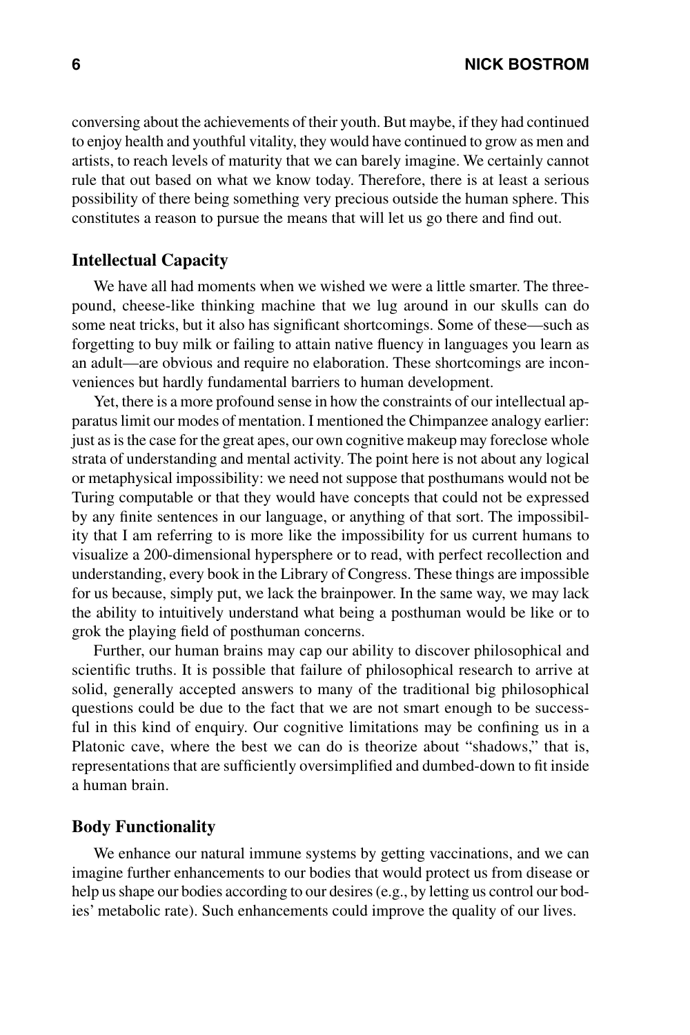conversing about the achievements of their youth. But maybe, if they had continued to enjoy health and youthful vitality, they would have continued to grow as men and artists, to reach levels of maturity that we can barely imagine. We certainly cannot rule that out based on what we know today. Therefore, there is at least a serious possibility of there being something very precious outside the human sphere. This constitutes a reason to pursue the means that will let us go there and find out.

### Intellectual Capacity

We have all had moments when we wished we were a little smarter. The three-pound, cheese-like thinking machine that we lug around in our skulls can do some neat tricks, but it also has significant shortcomings. Some of these—such as forgetting to buy milk or failing to attain native fluency in languages you learn as an adult—are obvious and require no elaboration. These shortcomings are inconveniences but hardly fundamental barriers to human development.

Yet, there is a more profound sense in how the constraints of our intellectual apparatus limit our modes of mentation. I mentioned the Chimpanzee analogy earlier: just as is the case for the great apes, our own cognitive makeup may foreclose whole strata of understanding and mental activity. The point here is not about any logical or metaphysical impossibility: we need not suppose that posthumans would not be Turing computable or that they would have concepts that could not be expressed by any finite sentences in our language, or anything of that sort. The impossibility that I am referring to is more like the impossibility for us current humans to visualize a 200-dimensional hypersphere or to read, with perfect recollection and understanding, every book in the Library of Congress. These things are impossible for us because, simply put, we lack the brainpower. In the same way, we may lack the ability to intuitively understand what being a posthuman would be like or to grok the playing field of posthuman concerns.

Further, our human brains may cap our ability to discover philosophical and scientific truths. It is possible that failure of philosophical research to arrive at solid, generally accepted answers to many of the traditional big philosophical questions could be due to the fact that we are not smart enough to be successful in this kind of enquiry. Our cognitive limitations may be confining us in a Platonic cave, where the best we can do is theorize about "shadows," that is, representations that are sufficiently oversimplified and dumbed-down to fit inside a human brain.

### Body Functionality

We enhance our natural immune systems by getting vaccinations, and we can imagine further enhancements to our bodies that would protect us from disease or help us shape our bodies according to our desires (e.g., by letting us control our bodies' metabolic rate). Such enhancements could improve the quality of our lives.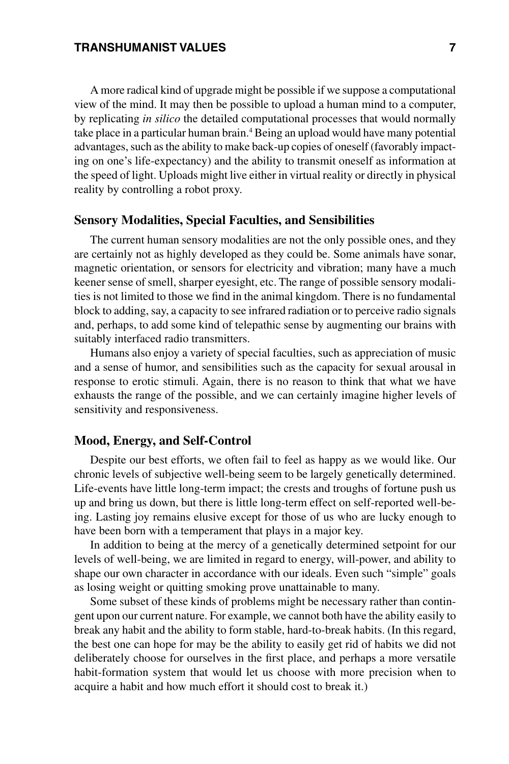A more radical kind of upgrade might be possible if we suppose a computational view of the mind. It may then be possible to upload a human mind to a computer, by replicating *in silico* the detailed computational processes that would normally take place in a particular human brain.[4] Being an upload would have many potential advantages, such as the ability to make back-up copies of oneself (favorably impacting on one's life-expectancy) and the ability to transmit oneself as information at the speed of light. Uploads might live either in virtual reality or directly in physical reality by controlling a robot proxy.

## Sensory Modalities, Special Faculties, and Sensibilities

The current human sensory modalities are not the only possible ones, and they are certainly not as highly developed as they could be. Some animals have sonar, magnetic orientation, or sensors for electricity and vibration; many have a much keener sense of smell, sharper eyesight, etc. The range of possible sensory modalities is not limited to those we find in the animal kingdom. There is no fundamental block to adding, say, a capacity to see infrared radiation or to perceive radio signals and, perhaps, to add some kind of telepathic sense by augmenting our brains with suitably interfaced radio transmitters.

Humans also enjoy a variety of special faculties, such as appreciation of music and a sense of humor, and sensibilities such as the capacity for sexual arousal in response to erotic stimuli. Again, there is no reason to think that what we have exhausts the range of the possible, and we can certainly imagine higher levels of sensitivity and responsiveness.

## Mood, Energy, and Self-Control

Despite our best efforts, we often fail to feel as happy as we would like. Our chronic levels of subjective well-being seem to be largely genetically determined. Life-events have little long-term impact; the crests and troughs of fortune push us up and bring us down, but there is little long-term effect on self-reported well-being. Lasting joy remains elusive except for those of us who are lucky enough to have been born with a temperament that plays in a major key.

In addition to being at the mercy of a genetically determined setpoint for our levels of well-being, we are limited in regard to energy, will-power, and ability to shape our own character in accordance with our ideals. Even such "simple" goals as losing weight or quitting smoking prove unattainable to many.

Some subset of these kinds of problems might be necessary rather than contingent upon our current nature. For example, we cannot both have the ability easily to break any habit and the ability to form stable, hard-to-break habits. (In this regard, the best one can hope for may be the ability to easily get rid of habits we did not deliberately choose for ourselves in the first place, and perhaps a more versatile habit-formation system that would let us choose with more precision when to acquire a habit and how much effort it should cost to break it.)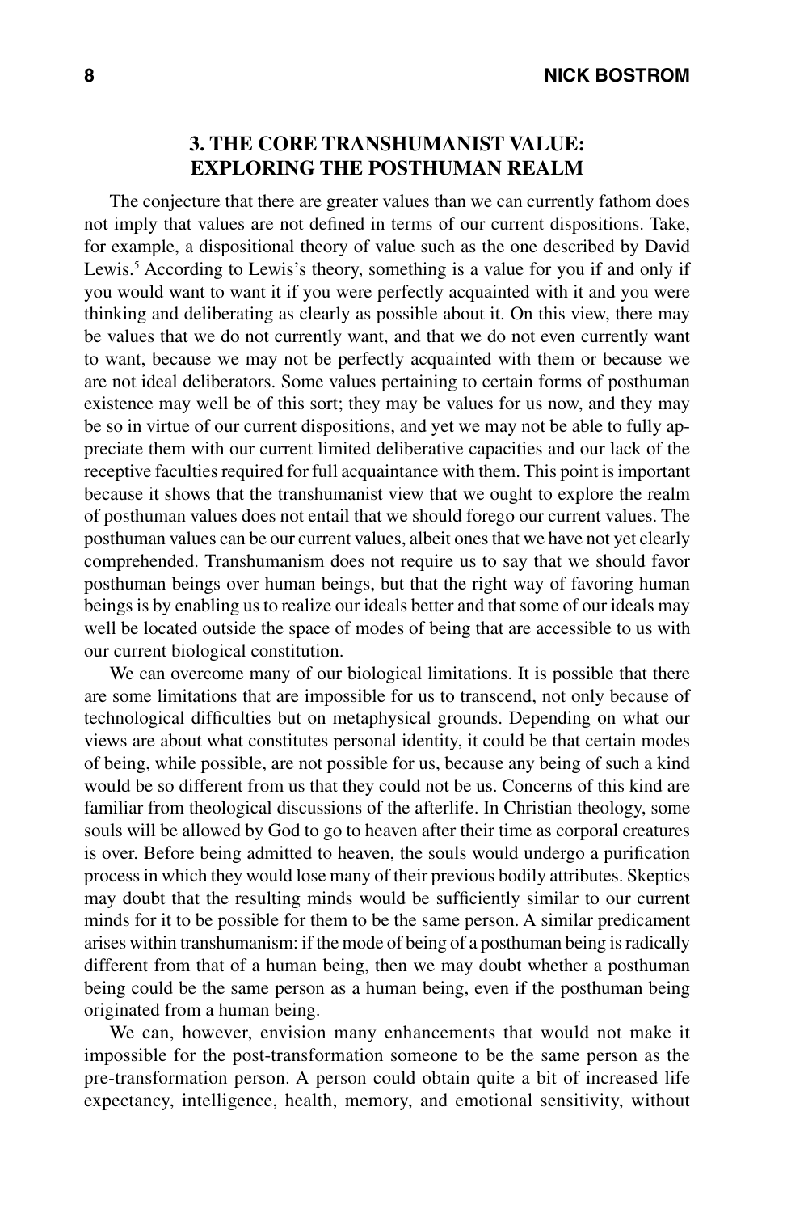## 3. THE CORE TRANSHUMANIST VALUE: EXPLORING THE POSTHUMAN REALM

The conjecture that there are greater values than we can currently fathom does not imply that values are not defined in terms of our current dispositions. Take, for example, a dispositional theory of value such as the one described by David Lewis.[5] According to Lewis's theory, something is a value for you if and only if you would want to want it if you were perfectly acquainted with it and you were thinking and deliberating as clearly as possible about it. On this view, there may be values that we do not currently want, and that we do not even currently want to want, because we may not be perfectly acquainted with them or because we are not ideal deliberators. Some values pertaining to certain forms of posthuman existence may well be of this sort; they may be values for us now, and they may be so in virtue of our current dispositions, and yet we may not be able to fully appreciate them with our current limited deliberative capacities and our lack of the receptive faculties required for full acquaintance with them. This point is important because it shows that the transhumanist view that we ought to explore the realm of posthuman values does not entail that we should forego our current values. The posthuman values can be our current values, albeit ones that we have not yet clearly comprehended. Transhumanism does not require us to say that we should favor posthuman beings over human beings, but that the right way of favoring human beings is by enabling us to realize our ideals better and that some of our ideals may well be located outside the space of modes of being that are accessible to us with our current biological constitution.

We can overcome many of our biological limitations. It is possible that there are some limitations that are impossible for us to transcend, not only because of technological difficulties but on metaphysical grounds. Depending on what our views are about what constitutes personal identity, it could be that certain modes of being, while possible, are not possible for us, because any being of such a kind would be so different from us that they could not be us. Concerns of this kind are familiar from theological discussions of the afterlife. In Christian theology, some souls will be allowed by God to go to heaven after their time as corporal creatures is over. Before being admitted to heaven, the souls would undergo a purification process in which they would lose many of their previous bodily attributes. Skeptics may doubt that the resulting minds would be sufficiently similar to our current minds for it to be possible for them to be the same person. A similar predicament arises within transhumanism: if the mode of being of a posthuman being is radically different from that of a human being, then we may doubt whether a posthuman being could be the same person as a human being, even if the posthuman being originated from a human being.

We can, however, envision many enhancements that would not make it impossible for the post-transformation someone to be the same person as the pre-transformation person. A person could obtain quite a bit of increased life expectancy, intelligence, health, memory, and emotional sensitivity, without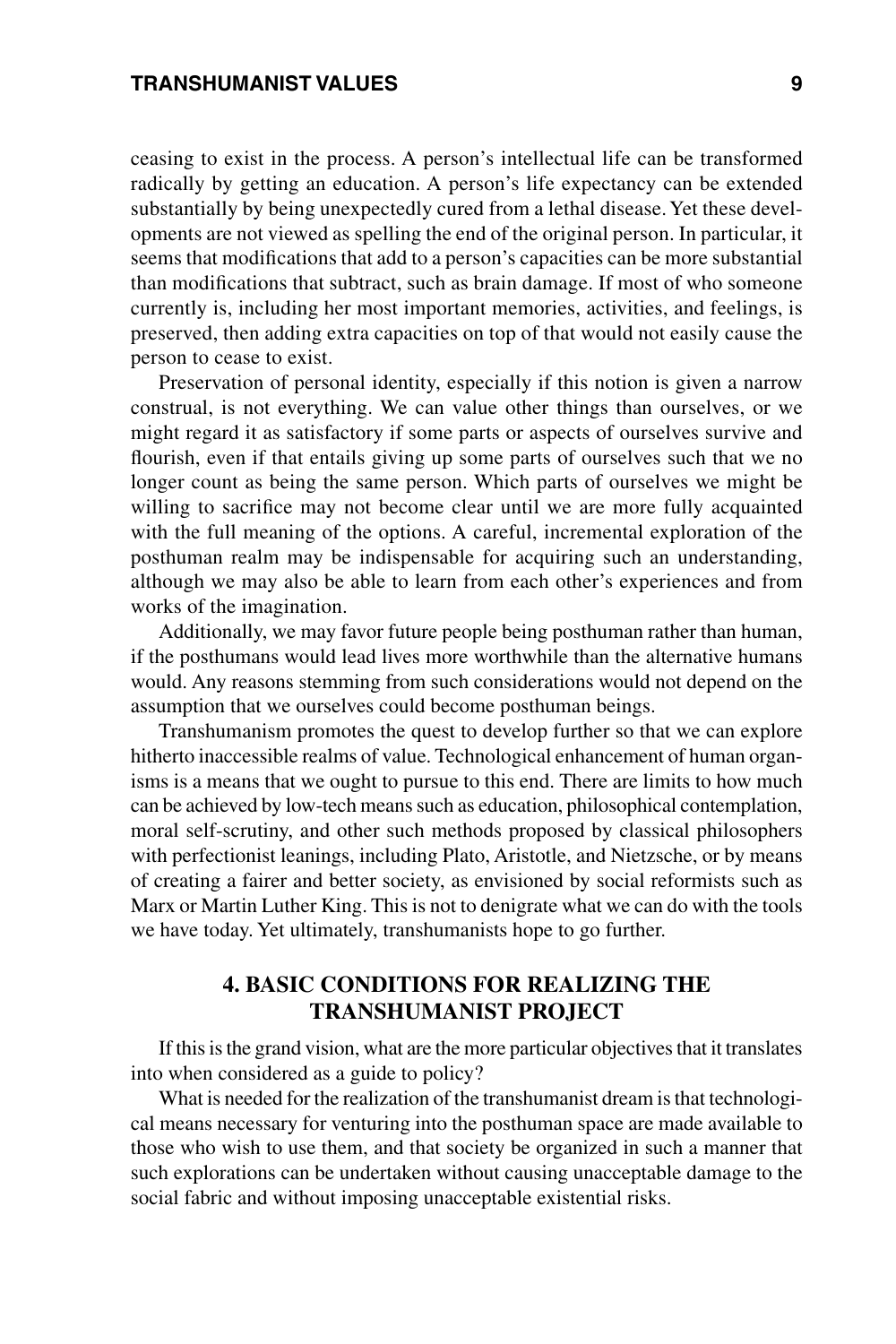ceasing to exist in the process. A person's intellectual life can be transformed radically by getting an education. A person's life expectancy can be extended substantially by being unexpectedly cured from a lethal disease. Yet these developments are not viewed as spelling the end of the original person. In particular, it seems that modifications that add to a person's capacities can be more substantial than modifications that subtract, such as brain damage. If most of who someone currently is, including her most important memories, activities, and feelings, is preserved, then adding extra capacities on top of that would not easily cause the person to cease to exist.

Preservation of personal identity, especially if this notion is given a narrow construal, is not everything. We can value other things than ourselves, or we might regard it as satisfactory if some parts or aspects of ourselves survive and flourish, even if that entails giving up some parts of ourselves such that we no longer count as being the same person. Which parts of ourselves we might be willing to sacrifice may not become clear until we are more fully acquainted with the full meaning of the options. A careful, incremental exploration of the posthuman realm may be indispensable for acquiring such an understanding, although we may also be able to learn from each other's experiences and from works of the imagination.

Additionally, we may favor future people being posthuman rather than human, if the posthumans would lead lives more worthwhile than the alternative humans would. Any reasons stemming from such considerations would not depend on the assumption that we ourselves could become posthuman beings.

Transhumanism promotes the quest to develop further so that we can explore hitherto inaccessible realms of value. Technological enhancement of human organisms is a means that we ought to pursue to this end. There are limits to how much can be achieved by low-tech means such as education, philosophical contemplation, moral self-scrutiny, and other such methods proposed by classical philosophers with perfectionist leanings, including Plato, Aristotle, and Nietzsche, or by means of creating a fairer and better society, as envisioned by social reformists such as Marx or Martin Luther King. This is not to denigrate what we can do with the tools we have today. Yet ultimately, transhumanists hope to go further.

## 4. BASIC CONDITIONS FOR REALIZING THE TRANSHUMANIST PROJECT

If this is the grand vision, what are the more particular objectives that it translates into when considered as a guide to policy?

What is needed for the realization of the transhumanist dream is that technological means necessary for venturing into the posthuman space are made available to those who wish to use them, and that society be organized in such a manner that such explorations can be undertaken without causing unacceptable damage to the social fabric and without imposing unacceptable existential risks.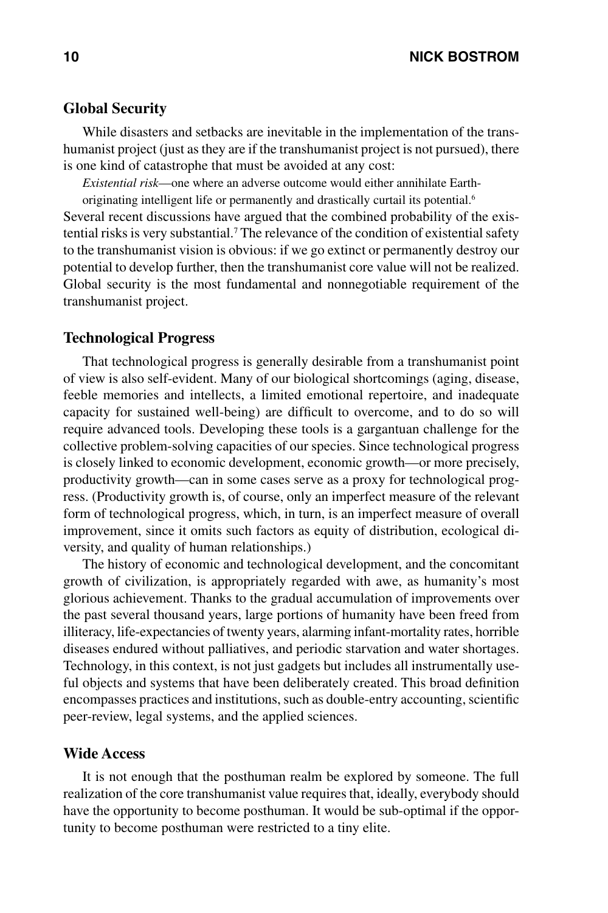## Global Security

While disasters and setbacks are inevitable in the implementation of the transhumanist project (just as they are if the transhumanist project is not pursued), there is one kind of catastrophe that must be avoided at any cost:

> *Existential risk*—one where an adverse outcome would either annihilate Earth-originating intelligent life or permanently and drastically curtail its potential.[6]

Several recent discussions have argued that the combined probability of the existential risks is very substantial.[7] The relevance of the condition of existential safety to the transhumanist vision is obvious: if we go extinct or permanently destroy our potential to develop further, then the transhumanist core value will not be realized. Global security is the most fundamental and nonnegotiable requirement of the transhumanist project.

## Technological Progress

That technological progress is generally desirable from a transhumanist point of view is also self-evident. Many of our biological shortcomings (aging, disease, feeble memories and intellects, a limited emotional repertoire, and inadequate capacity for sustained well-being) are difficult to overcome, and to do so will require advanced tools. Developing these tools is a gargantuan challenge for the collective problem-solving capacities of our species. Since technological progress is closely linked to economic development, economic growth—or more precisely, productivity growth—can in some cases serve as a proxy for technological progress. (Productivity growth is, of course, only an imperfect measure of the relevant form of technological progress, which, in turn, is an imperfect measure of overall improvement, since it omits such factors as equity of distribution, ecological diversity, and quality of human relationships.)

The history of economic and technological development, and the concomitant growth of civilization, is appropriately regarded with awe, as humanity's most glorious achievement. Thanks to the gradual accumulation of improvements over the past several thousand years, large portions of humanity have been freed from illiteracy, life-expectancies of twenty years, alarming infant-mortality rates, horrible diseases endured without palliatives, and periodic starvation and water shortages. Technology, in this context, is not just gadgets but includes all instrumentally useful objects and systems that have been deliberately created. This broad definition encompasses practices and institutions, such as double-entry accounting, scientific peer-review, legal systems, and the applied sciences.

## Wide Access

It is not enough that the posthuman realm be explored by someone. The full realization of the core transhumanist value requires that, ideally, everybody should have the opportunity to become posthuman. It would be sub-optimal if the opportunity to become posthuman were restricted to a tiny elite.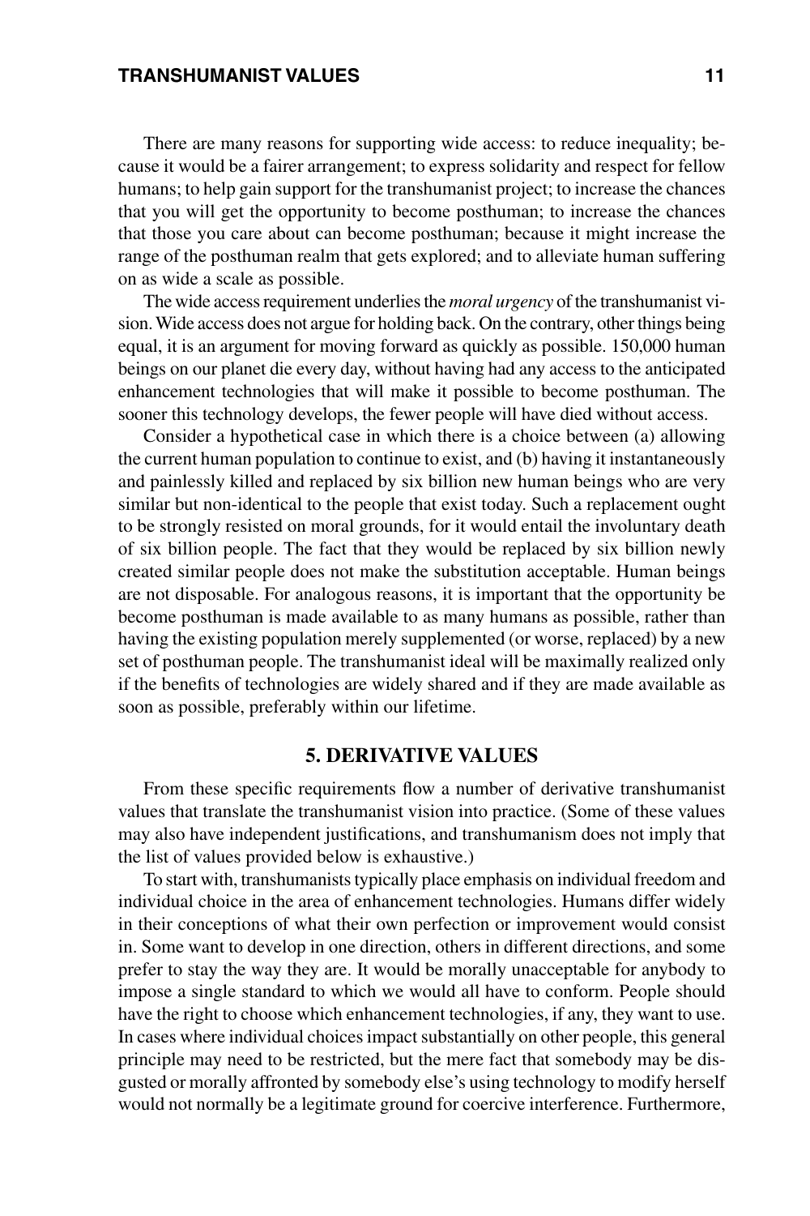There are many reasons for supporting wide access: to reduce inequality; because it would be a fairer arrangement; to express solidarity and respect for fellow humans; to help gain support for the transhumanist project; to increase the chances that you will get the opportunity to become posthuman; to increase the chances that those you care about can become posthuman; because it might increase the range of the posthuman realm that gets explored; and to alleviate human suffering on as wide a scale as possible.

The wide access requirement underlies the *moral urgency* of the transhumanist vision. Wide access does not argue for holding back. On the contrary, other things being equal, it is an argument for moving forward as quickly as possible. 150,000 human beings on our planet die every day, without having had any access to the anticipated enhancement technologies that will make it possible to become posthuman. The sooner this technology develops, the fewer people will have died without access.

Consider a hypothetical case in which there is a choice between (a) allowing the current human population to continue to exist, and (b) having it instantaneously and painlessly killed and replaced by six billion new human beings who are very similar but non-identical to the people that exist today. Such a replacement ought to be strongly resisted on moral grounds, for it would entail the involuntary death of six billion people. The fact that they would be replaced by six billion newly created similar people does not make the substitution acceptable. Human beings are not disposable. For analogous reasons, it is important that the opportunity be become posthuman is made available to as many humans as possible, rather than having the existing population merely supplemented (or worse, replaced) by a new set of posthuman people. The transhumanist ideal will be maximally realized only if the benefits of technologies are widely shared and if they are made available as soon as possible, preferably within our lifetime.

## 5. DERIVATIVE VALUES

From these specific requirements flow a number of derivative transhumanist values that translate the transhumanist vision into practice. (Some of these values may also have independent justifications, and transhumanism does not imply that the list of values provided below is exhaustive.)

To start with, transhumanists typically place emphasis on individual freedom and individual choice in the area of enhancement technologies. Humans differ widely in their conceptions of what their own perfection or improvement would consist in. Some want to develop in one direction, others in different directions, and some prefer to stay the way they are. It would be morally unacceptable for anybody to impose a single standard to which we would all have to conform. People should have the right to choose which enhancement technologies, if any, they want to use. In cases where individual choices impact substantially on other people, this general principle may need to be restricted, but the mere fact that somebody may be disgusted or morally affronted by somebody else's using technology to modify herself would not normally be a legitimate ground for coercive interference. Furthermore,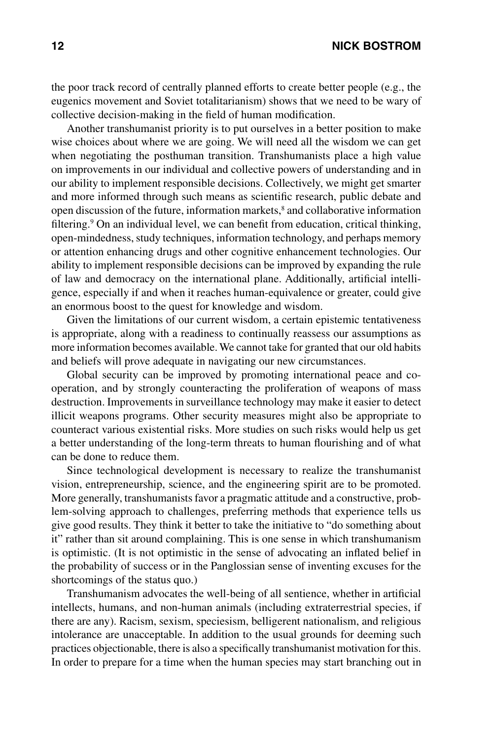the poor track record of centrally planned efforts to create better people (e.g., the eugenics movement and Soviet totalitarianism) shows that we need to be wary of collective decision-making in the field of human modification.

Another transhumanist priority is to put ourselves in a better position to make wise choices about where we are going. We will need all the wisdom we can get when negotiating the posthuman transition. Transhumanists place a high value on improvements in our individual and collective powers of understanding and in our ability to implement responsible decisions. Collectively, we might get smarter and more informed through such means as scientific research, public debate and open discussion of the future, information markets,[8] and collaborative information filtering.[9] On an individual level, we can benefit from education, critical thinking, open-mindedness, study techniques, information technology, and perhaps memory or attention enhancing drugs and other cognitive enhancement technologies. Our ability to implement responsible decisions can be improved by expanding the rule of law and democracy on the international plane. Additionally, artificial intelligence, especially if and when it reaches human-equivalence or greater, could give an enormous boost to the quest for knowledge and wisdom.

Given the limitations of our current wisdom, a certain epistemic tentativeness is appropriate, along with a readiness to continually reassess our assumptions as more information becomes available. We cannot take for granted that our old habits and beliefs will prove adequate in navigating our new circumstances.

Global security can be improved by promoting international peace and cooperation, and by strongly counteracting the proliferation of weapons of mass destruction. Improvements in surveillance technology may make it easier to detect illicit weapons programs. Other security measures might also be appropriate to counteract various existential risks. More studies on such risks would help us get a better understanding of the long-term threats to human flourishing and of what can be done to reduce them.

Since technological development is necessary to realize the transhumanist vision, entrepreneurship, science, and the engineering spirit are to be promoted. More generally, transhumanists favor a pragmatic attitude and a constructive, problem-solving approach to challenges, preferring methods that experience tells us give good results. They think it better to take the initiative to "do something about it" rather than sit around complaining. This is one sense in which transhumanism is optimistic. (It is not optimistic in the sense of advocating an inflated belief in the probability of success or in the Panglossian sense of inventing excuses for the shortcomings of the status quo.)

Transhumanism advocates the well-being of all sentience, whether in artificial intellects, humans, and non-human animals (including extraterrestrial species, if there are any). Racism, sexism, speciesism, belligerent nationalism, and religious intolerance are unacceptable. In addition to the usual grounds for deeming such practices objectionable, there is also a specifically transhumanist motivation for this. In order to prepare for a time when the human species may start branching out in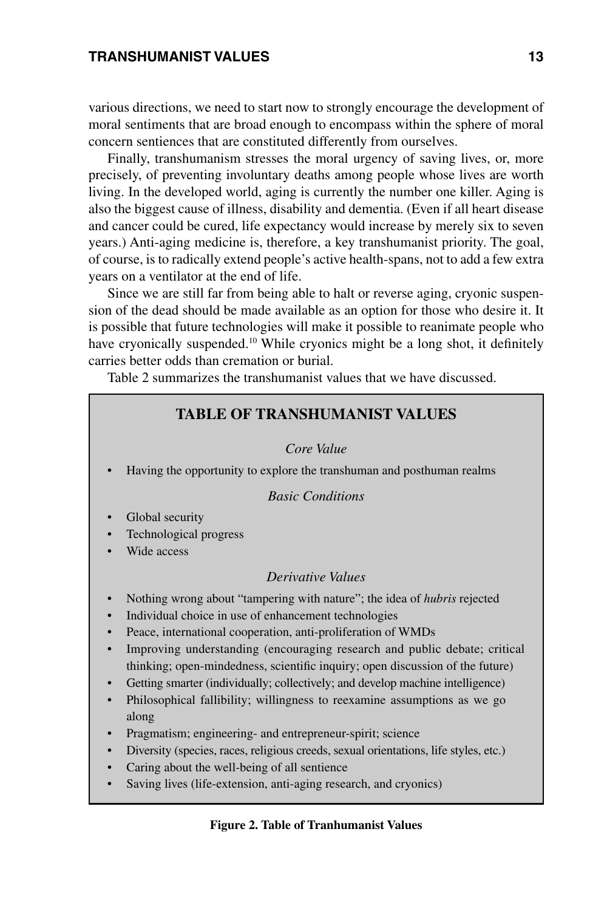various directions, we need to start now to strongly encourage the development of moral sentiments that are broad enough to encompass within the sphere of moral concern sentiences that are constituted differently from ourselves.

Finally, transhumanism stresses the moral urgency of saving lives, or, more precisely, of preventing involuntary deaths among people whose lives are worth living. In the developed world, aging is currently the number one killer. Aging is also the biggest cause of illness, disability and dementia. (Even if all heart disease and cancer could be cured, life expectancy would increase by merely six to seven years.) Anti-aging medicine is, therefore, a key transhumanist priority. The goal, of course, is to radically extend people's active health-spans, not to add a few extra years on a ventilator at the end of life.

Since we are still far from being able to halt or reverse aging, cryonic suspension of the dead should be made available as an option for those who desire it. It is possible that future technologies will make it possible to reanimate people who have cryonically suspended.[10] While cryonics might be a long shot, it definitely carries better odds than cremation or burial.

Table 2 summarizes the transhumanist values that we have discussed.

**TABLE OF TRANSHUMANIST VALUES**

*Core Value*

- Having the opportunity to explore the transhuman and posthuman realms

*Basic Conditions*

- Global security
- Technological progress
- Wide access

*Derivative Values*

- Nothing wrong about "tampering with nature"; the idea of *hubris* rejected
- Individual choice in use of enhancement technologies
- Peace, international cooperation, anti-proliferation of WMDs
- Improving understanding (encouraging research and public debate; critical thinking; open-mindedness, scientific inquiry; open discussion of the future)
- Getting smarter (individually; collectively; and develop machine intelligence)
- Philosophical fallibility; willingness to reexamine assumptions as we go along
- Pragmatism; engineering- and entrepreneur-spirit; science
- Diversity (species, races, religious creeds, sexual orientations, life styles, etc.)
- Caring about the well-being of all sentience
- Saving lives (life-extension, anti-aging research, and cryonics)

**Figure 2. Table of Tranhumanist Values**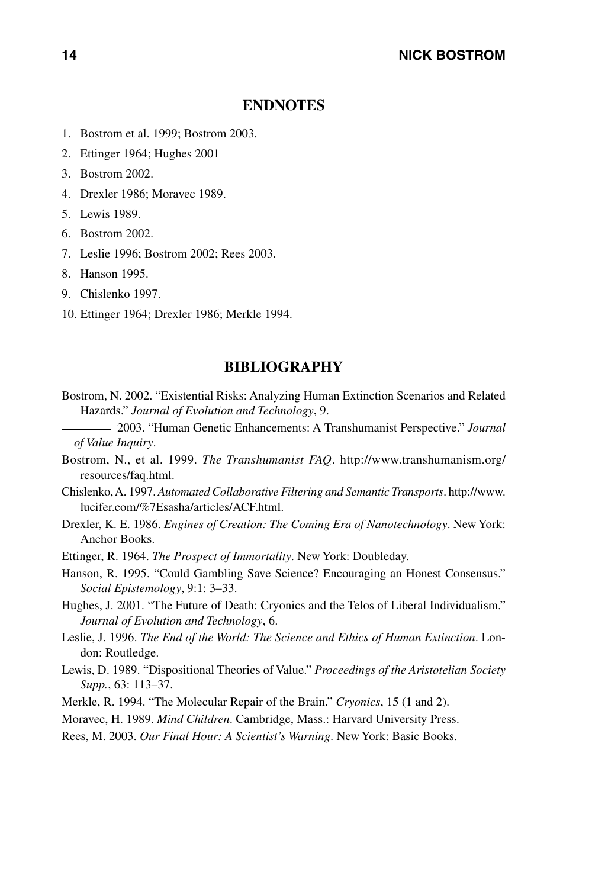## ENDNOTES

1. Bostrom et al. 1999; Bostrom 2003.
2. Ettinger 1964; Hughes 2001
3. Bostrom 2002.
4. Drexler 1986; Moravec 1989.
5. Lewis 1989.
6. Bostrom 2002.
7. Leslie 1996; Bostrom 2002; Rees 2003.
8. Hanson 1995.
9. Chislenko 1997.
10. Ettinger 1964; Drexler 1986; Merkle 1994.

## BIBLIOGRAPHY

Bostrom, N. 2002. "Existential Risks: Analyzing Human Extinction Scenarios and Related Hazards." *Journal of Evolution and Technology*, 9.

———— 2003. "Human Genetic Enhancements: A Transhumanist Perspective." *Journal of Value Inquiry*.

Bostrom, N., et al. 1999. *The Transhumanist FAQ*. http://www.transhumanism.org/resources/faq.html.

Chislenko, A. 1997. *Automated Collaborative Filtering and Semantic Transports*. http://www.lucifer.com/%7Esasha/articles/ACF.html.

Drexler, K. E. 1986. *Engines of Creation: The Coming Era of Nanotechnology*. New York: Anchor Books.

Ettinger, R. 1964. *The Prospect of Immortality*. New York: Doubleday.

Hanson, R. 1995. "Could Gambling Save Science? Encouraging an Honest Consensus." *Social Epistemology*, 9:1: 3–33.

Hughes, J. 2001. "The Future of Death: Cryonics and the Telos of Liberal Individualism." *Journal of Evolution and Technology*, 6.

Leslie, J. 1996. *The End of the World: The Science and Ethics of Human Extinction*. London: Routledge.

Lewis, D. 1989. "Dispositional Theories of Value." *Proceedings of the Aristotelian Society Supp.*, 63: 113–37.

Merkle, R. 1994. "The Molecular Repair of the Brain." *Cryonics*, 15 (1 and 2).

Moravec, H. 1989. *Mind Children*. Cambridge, Mass.: Harvard University Press.

Rees, M. 2003. *Our Final Hour: A Scientist's Warning*. New York: Basic Books.